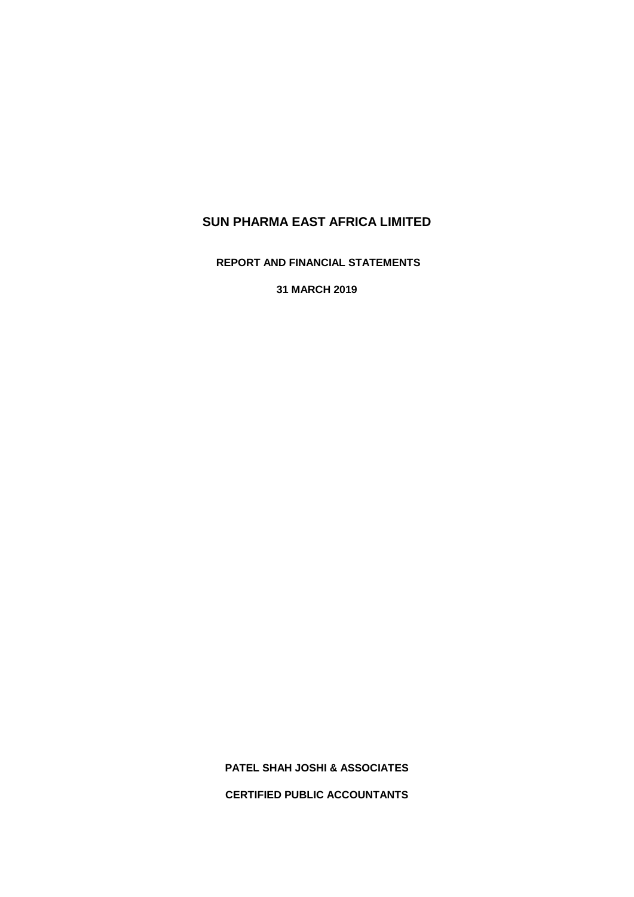# SUN PHARMA EAST AFRICA LIMITED

**REPORT AND FINANCIAL STATEMENTS**

**31 MARCH 2019**

**PATEL SHAH JOSHI & ASSOCIATES**

**CERTIFIED PUBLIC ACCOUNTANTS**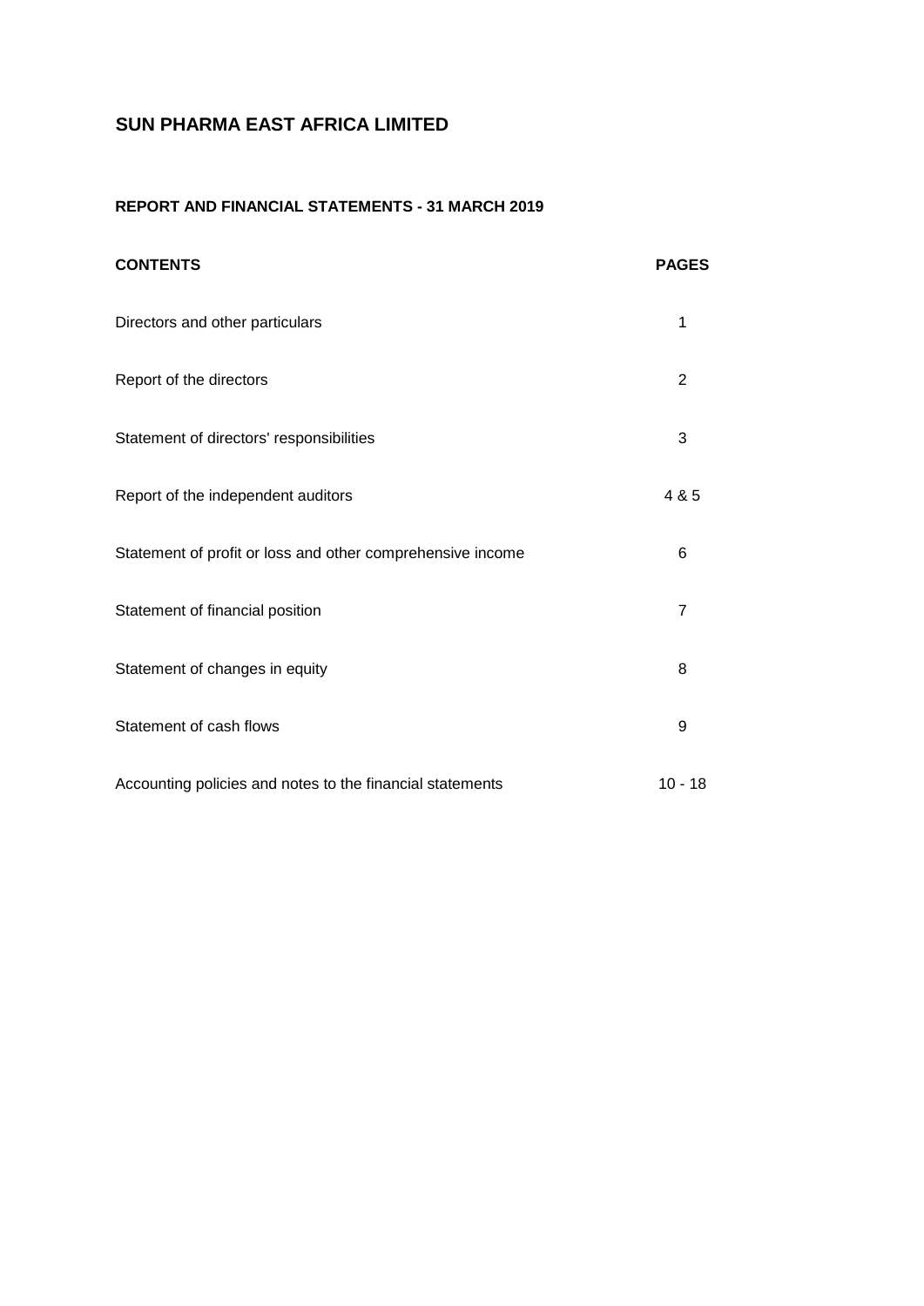# SUN PHARMA EAST AFRICA LIMITED

## REPORT AND FINANCIAL STATEMENTS - 31 MARCH 2019

| CONTENTS | PAGES |
|---|---|
| Directors and other particulars | 1 |
| Report of the directors | 2 |
| Statement of directors' responsibilities | 3 |
| Report of the independent auditors | 4 & 5 |
| Statement of profit or loss and other comprehensive income | 6 |
| Statement of financial position | 7 |
| Statement of changes in equity | 8 |
| Statement of cash flows | 9 |
| Accounting policies and notes to the financial statements | 10 - 18 |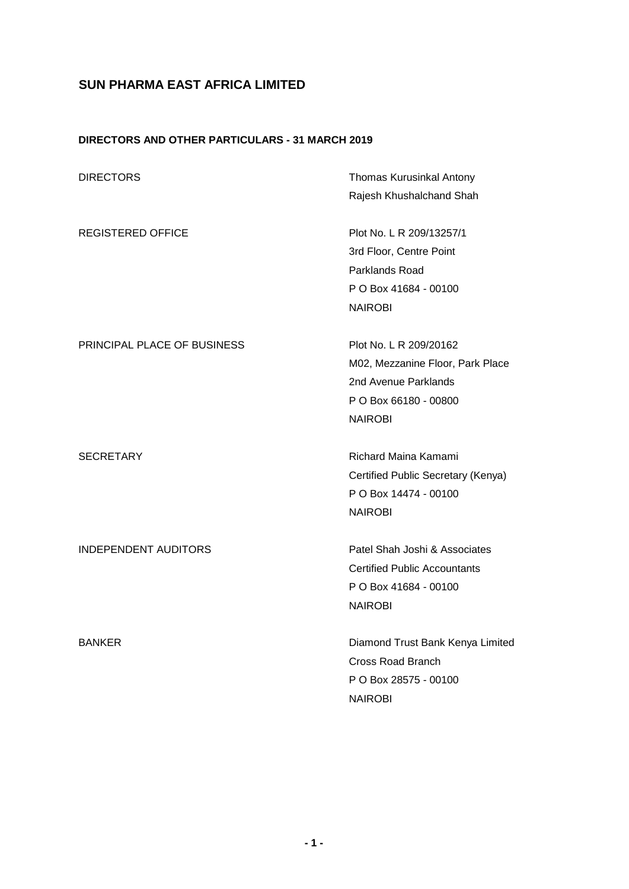# SUN PHARMA EAST AFRICA LIMITED

**DIRECTORS AND OTHER PARTICULARS - 31 MARCH 2019**

| | |
|---|---|
| DIRECTORS | Thomas Kurusinkal Antony<br>Rajesh Khushalchand Shah |
| REGISTERED OFFICE | Plot No. L R 209/13257/1<br>3rd Floor, Centre Point<br>Parklands Road<br>P O Box 41684 - 00100<br>NAIROBI |
| PRINCIPAL PLACE OF BUSINESS | Plot No. L R 209/20162<br>M02, Mezzanine Floor, Park Place<br>2nd Avenue Parklands<br>P O Box 66180 - 00800<br>NAIROBI |
| SECRETARY | Richard Maina Kamami<br>Certified Public Secretary (Kenya)<br>P O Box 14474 - 00100<br>NAIROBI |
| INDEPENDENT AUDITORS | Patel Shah Joshi & Associates<br>Certified Public Accountants<br>P O Box 41684 - 00100<br>NAIROBI |
| BANKER | Diamond Trust Bank Kenya Limited<br>Cross Road Branch<br>P O Box 28575 - 00100<br>NAIROBI |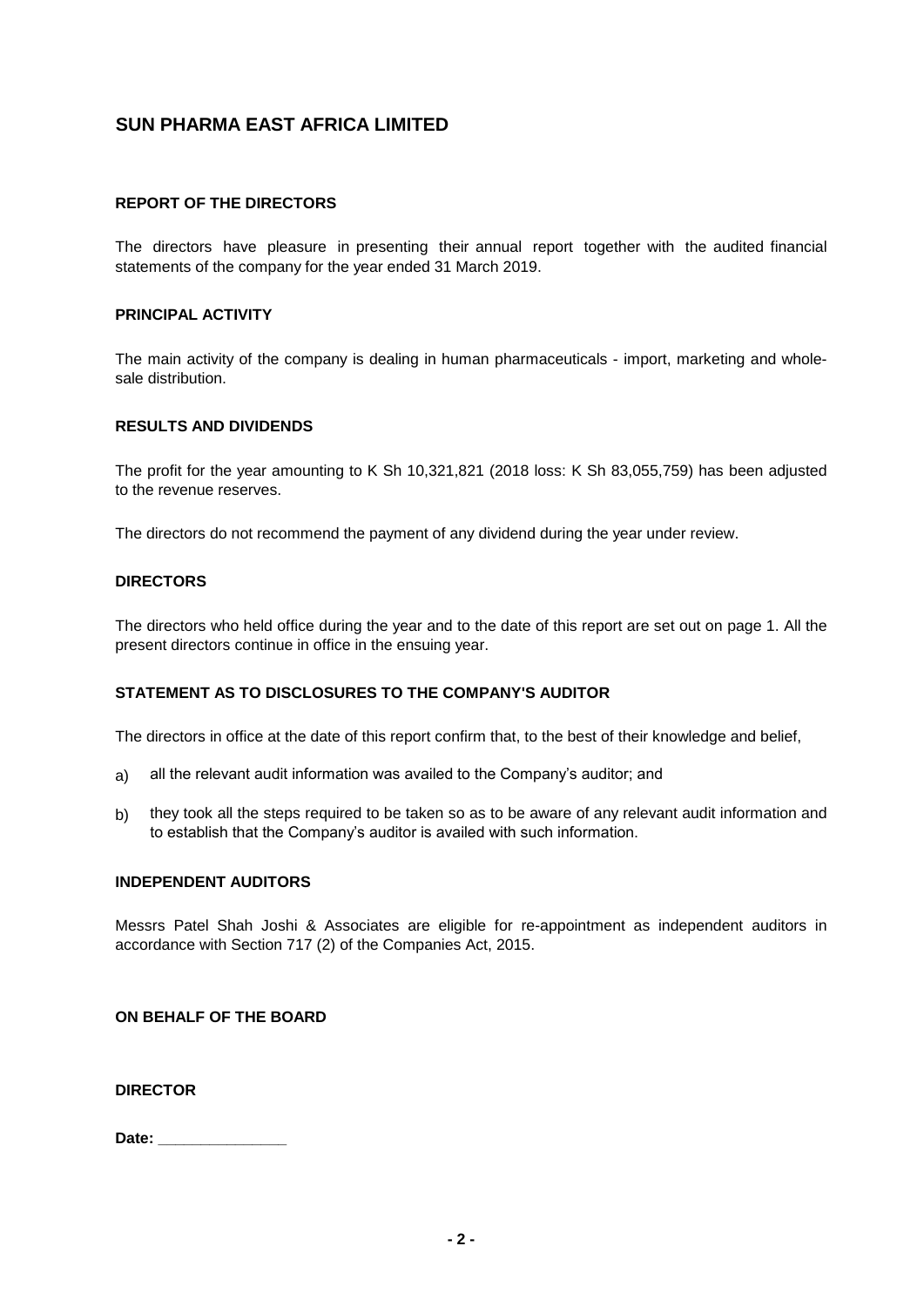# SUN PHARMA EAST AFRICA LIMITED

## REPORT OF THE DIRECTORS

The directors have pleasure in presenting their annual report together with the audited financial statements of the company for the year ended 31 March 2019.

### PRINCIPAL ACTIVITY

The main activity of the company is dealing in human pharmaceuticals - import, marketing and whole-sale distribution.

### RESULTS AND DIVIDENDS

The profit for the year amounting to K Sh 10,321,821 (2018 loss: K Sh 83,055,759) has been adjusted to the revenue reserves.

The directors do not recommend the payment of any dividend during the year under review.

### DIRECTORS

The directors who held office during the year and to the date of this report are set out on page 1. All the present directors continue in office in the ensuing year.

### STATEMENT AS TO DISCLOSURES TO THE COMPANY'S AUDITOR

The directors in office at the date of this report confirm that, to the best of their knowledge and belief,

a) all the relevant audit information was availed to the Company's auditor; and

b) they took all the steps required to be taken so as to be aware of any relevant audit information and to establish that the Company's auditor is availed with such information.

### INDEPENDENT AUDITORS

Messrs Patel Shah Joshi & Associates are eligible for re-appointment as independent auditors in accordance with Section 717 (2) of the Companies Act, 2015.

**ON BEHALF OF THE BOARD**

**DIRECTOR**

**Date:** _______________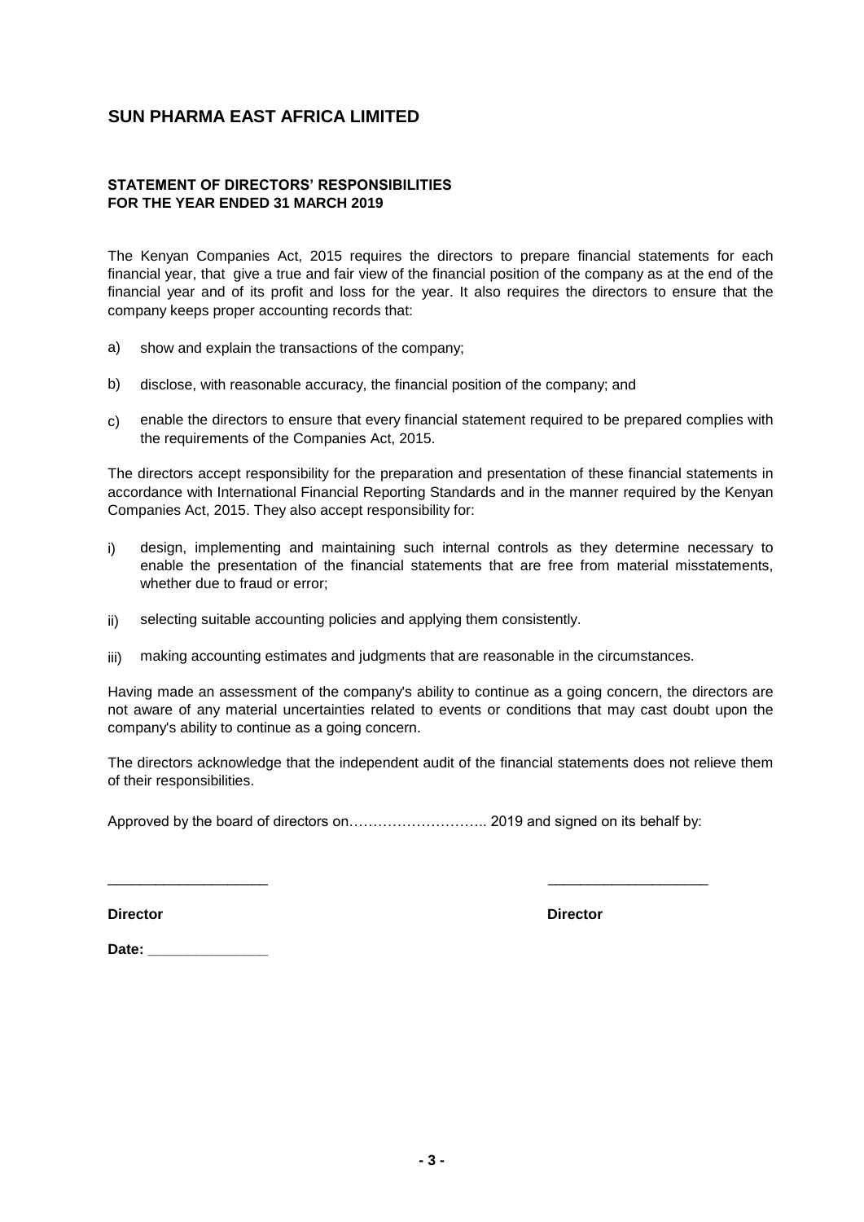# SUN PHARMA EAST AFRICA LIMITED

### STATEMENT OF DIRECTORS' RESPONSIBILITIES
### FOR THE YEAR ENDED 31 MARCH 2019

The Kenyan Companies Act, 2015 requires the directors to prepare financial statements for each financial year, that give a true and fair view of the financial position of the company as at the end of the financial year and of its profit and loss for the year. It also requires the directors to ensure that the company keeps proper accounting records that:

a) show and explain the transactions of the company;

b) disclose, with reasonable accuracy, the financial position of the company; and

c) enable the directors to ensure that every financial statement required to be prepared complies with the requirements of the Companies Act, 2015.

The directors accept responsibility for the preparation and presentation of these financial statements in accordance with International Financial Reporting Standards and in the manner required by the Kenyan Companies Act, 2015. They also accept responsibility for:

i) design, implementing and maintaining such internal controls as they determine necessary to enable the presentation of the financial statements that are free from material misstatements, whether due to fraud or error;

ii) selecting suitable accounting policies and applying them consistently.

iii) making accounting estimates and judgments that are reasonable in the circumstances.

Having made an assessment of the company's ability to continue as a going concern, the directors are not aware of any material uncertainties related to events or conditions that may cast doubt upon the company's ability to continue as a going concern.

The directors acknowledge that the independent audit of the financial statements does not relieve them of their responsibilities.

Approved by the board of directors on……………………….. 2019 and signed on its behalf by:

____________________ ____________________

**Director** **Director**

**Date: _______________**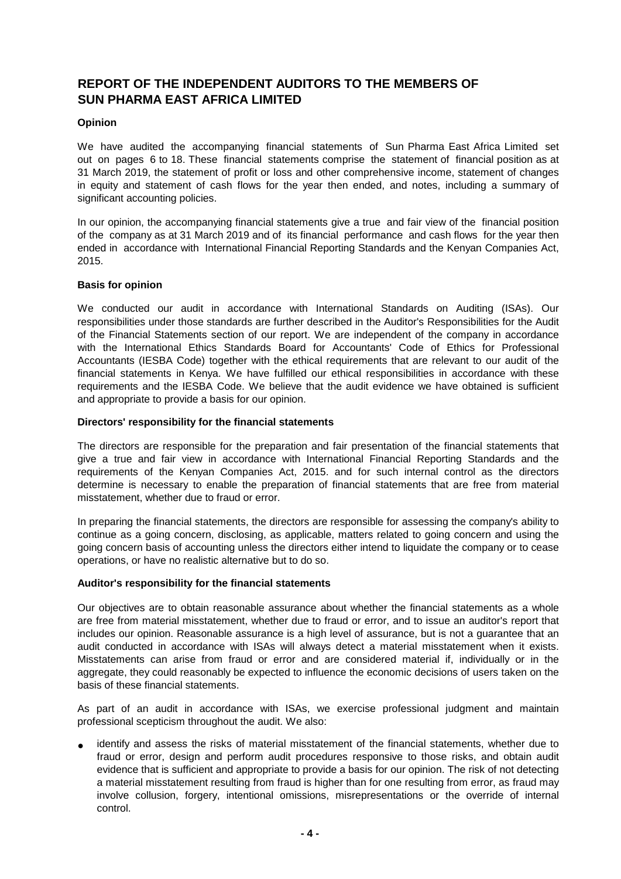# REPORT OF THE INDEPENDENT AUDITORS TO THE MEMBERS OF SUN PHARMA EAST AFRICA LIMITED

**Opinion**

We have audited the accompanying financial statements of Sun Pharma East Africa Limited set out on pages 6 to 18. These financial statements comprise the statement of financial position as at 31 March 2019, the statement of profit or loss and other comprehensive income, statement of changes in equity and statement of cash flows for the year then ended, and notes, including a summary of significant accounting policies.

In our opinion, the accompanying financial statements give a true and fair view of the financial position of the company as at 31 March 2019 and of its financial performance and cash flows for the year then ended in accordance with International Financial Reporting Standards and the Kenyan Companies Act, 2015.

**Basis for opinion**

We conducted our audit in accordance with International Standards on Auditing (ISAs). Our responsibilities under those standards are further described in the Auditor's Responsibilities for the Audit of the Financial Statements section of our report. We are independent of the company in accordance with the International Ethics Standards Board for Accountants' Code of Ethics for Professional Accountants (IESBA Code) together with the ethical requirements that are relevant to our audit of the financial statements in Kenya. We have fulfilled our ethical responsibilities in accordance with these requirements and the IESBA Code. We believe that the audit evidence we have obtained is sufficient and appropriate to provide a basis for our opinion.

**Directors' responsibility for the financial statements**

The directors are responsible for the preparation and fair presentation of the financial statements that give a true and fair view in accordance with International Financial Reporting Standards and the requirements of the Kenyan Companies Act, 2015. and for such internal control as the directors determine is necessary to enable the preparation of financial statements that are free from material misstatement, whether due to fraud or error.

In preparing the financial statements, the directors are responsible for assessing the company's ability to continue as a going concern, disclosing, as applicable, matters related to going concern and using the going concern basis of accounting unless the directors either intend to liquidate the company or to cease operations, or have no realistic alternative but to do so.

**Auditor's responsibility for the financial statements**

Our objectives are to obtain reasonable assurance about whether the financial statements as a whole are free from material misstatement, whether due to fraud or error, and to issue an auditor's report that includes our opinion. Reasonable assurance is a high level of assurance, but is not a guarantee that an audit conducted in accordance with ISAs will always detect a material misstatement when it exists. Misstatements can arise from fraud or error and are considered material if, individually or in the aggregate, they could reasonably be expected to influence the economic decisions of users taken on the basis of these financial statements.

As part of an audit in accordance with ISAs, we exercise professional judgment and maintain professional scepticism throughout the audit. We also:

- identify and assess the risks of material misstatement of the financial statements, whether due to fraud or error, design and perform audit procedures responsive to those risks, and obtain audit evidence that is sufficient and appropriate to provide a basis for our opinion. The risk of not detecting a material misstatement resulting from fraud is higher than for one resulting from error, as fraud may involve collusion, forgery, intentional omissions, misrepresentations or the override of internal control.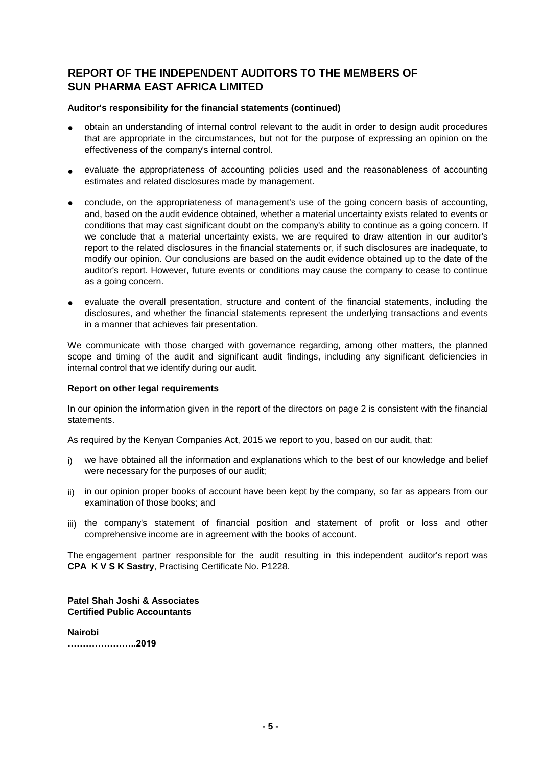# REPORT OF THE INDEPENDENT AUDITORS TO THE MEMBERS OF SUN PHARMA EAST AFRICA LIMITED

**Auditor's responsibility for the financial statements (continued)**

- obtain an understanding of internal control relevant to the audit in order to design audit procedures that are appropriate in the circumstances, but not for the purpose of expressing an opinion on the effectiveness of the company's internal control.
- evaluate the appropriateness of accounting policies used and the reasonableness of accounting estimates and related disclosures made by management.
- conclude, on the appropriateness of management's use of the going concern basis of accounting, and, based on the audit evidence obtained, whether a material uncertainty exists related to events or conditions that may cast significant doubt on the company's ability to continue as a going concern. If we conclude that a material uncertainty exists, we are required to draw attention in our auditor's report to the related disclosures in the financial statements or, if such disclosures are inadequate, to modify our opinion. Our conclusions are based on the audit evidence obtained up to the date of the auditor's report. However, future events or conditions may cause the company to cease to continue as a going concern.
- evaluate the overall presentation, structure and content of the financial statements, including the disclosures, and whether the financial statements represent the underlying transactions and events in a manner that achieves fair presentation.

We communicate with those charged with governance regarding, among other matters, the planned scope and timing of the audit and significant audit findings, including any significant deficiencies in internal control that we identify during our audit.

**Report on other legal requirements**

In our opinion the information given in the report of the directors on page 2 is consistent with the financial statements.

As required by the Kenyan Companies Act, 2015 we report to you, based on our audit, that:

i) we have obtained all the information and explanations which to the best of our knowledge and belief were necessary for the purposes of our audit;

ii) in our opinion proper books of account have been kept by the company, so far as appears from our examination of those books; and

iii) the company's statement of financial position and statement of profit or loss and other comprehensive income are in agreement with the books of account.

The engagement partner responsible for the audit resulting in this independent auditor's report was **CPA K V S K Sastry**, Practising Certificate No. P1228.

**Patel Shah Joshi & Associates**
**Certified Public Accountants**

**Nairobi**
**…………………..2019**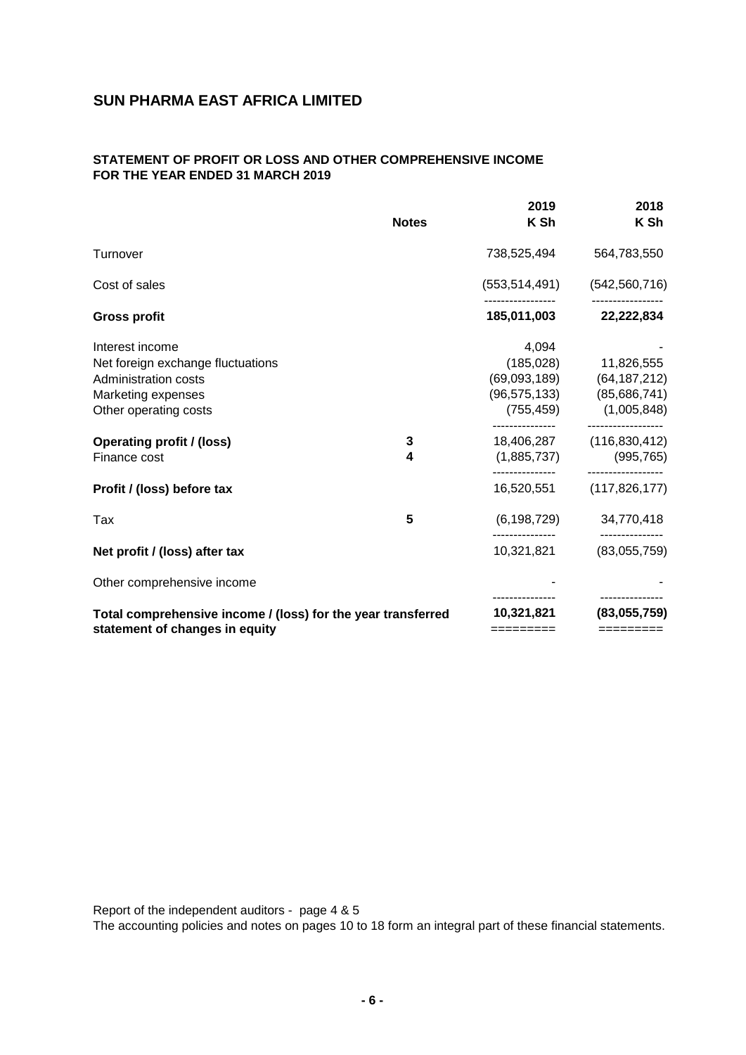# SUN PHARMA EAST AFRICA LIMITED

## STATEMENT OF PROFIT OR LOSS AND OTHER COMPREHENSIVE INCOME FOR THE YEAR ENDED 31 MARCH 2019

| | Notes | 2019 K Sh | 2018 K Sh |
|---|---|---|---|
| Turnover | | 738,525,494 | 564,783,550 |
| Cost of sales | | (553,514,491) | (542,560,716) |
| **Gross profit** | | **185,011,003** | **22,222,834** |
| Interest income | | 4,094 | - |
| Net foreign exchange fluctuations | | (185,028) | 11,826,555 |
| Administration costs | | (69,093,189) | (64,187,212) |
| Marketing expenses | | (96,575,133) | (85,686,741) |
| Other operating costs | | (755,459) | (1,005,848) |
| **Operating profit / (loss)** | **3** | 18,406,287 | (116,830,412) |
| Finance cost | **4** | (1,885,737) | (995,765) |
| **Profit / (loss) before tax** | | 16,520,551 | (117,826,177) |
| Tax | **5** | (6,198,729) | 34,770,418 |
| **Net profit / (loss) after tax** | | 10,321,821 | (83,055,759) |
| Other comprehensive income | | - | - |
| **Total comprehensive income / (loss) for the year transferred statement of changes in equity** | | **10,321,821** | **(83,055,759)** |

Report of the independent auditors - page 4 & 5

The accounting policies and notes on pages 10 to 18 form an integral part of these financial statements.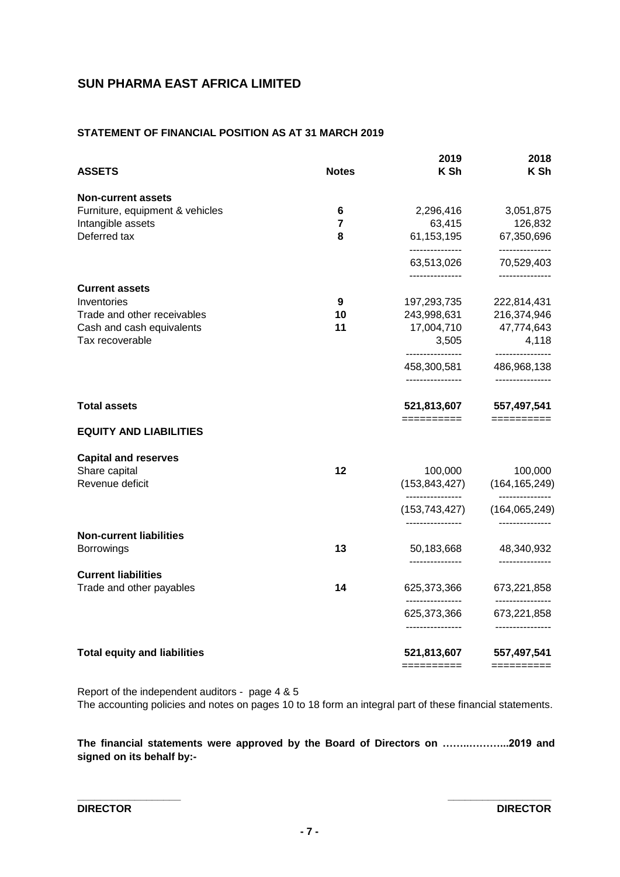# SUN PHARMA EAST AFRICA LIMITED

## STATEMENT OF FINANCIAL POSITION AS AT 31 MARCH 2019

| ASSETS | Notes | 2019 K Sh | 2018 K Sh |
|---|---|---|---|
| **Non-current assets** | | | |
| Furniture, equipment & vehicles | 6 | 2,296,416 | 3,051,875 |
| Intangible assets | 7 | 63,415 | 126,832 |
| Deferred tax | 8 | 61,153,195 | 67,350,696 |
| | | 63,513,026 | 70,529,403 |
| **Current assets** | | | |
| Inventories | 9 | 197,293,735 | 222,814,431 |
| Trade and other receivables | 10 | 243,998,631 | 216,374,946 |
| Cash and cash equivalents | 11 | 17,004,710 | 47,774,643 |
| Tax recoverable | | 3,505 | 4,118 |
| | | 458,300,581 | 486,968,138 |
| **Total assets** | | **521,813,607** | **557,497,541** |
| **EQUITY AND LIABILITIES** | | | |
| **Capital and reserves** | | | |
| Share capital | 12 | 100,000 | 100,000 |
| Revenue deficit | | (153,843,427) | (164,165,249) |
| | | (153,743,427) | (164,065,249) |
| **Non-current liabilities** | | | |
| Borrowings | 13 | 50,183,668 | 48,340,932 |
| **Current liabilities** | | | |
| Trade and other payables | 14 | 625,373,366 | 673,221,858 |
| | | 625,373,366 | 673,221,858 |
| **Total equity and liabilities** | | **521,813,607** | **557,497,541** |

Report of the independent auditors - page 4 & 5

The accounting policies and notes on pages 10 to 18 form an integral part of these financial statements.

**The financial statements were approved by the Board of Directors on ……..………..2019 and signed on its behalf by:-**

\_\_\_\_\_\_\_\_\_\_\_\_\_\_\_\_\_\_ \_\_\_\_\_\_\_\_\_\_\_\_\_\_\_\_\_\_

**DIRECTOR** **DIRECTOR**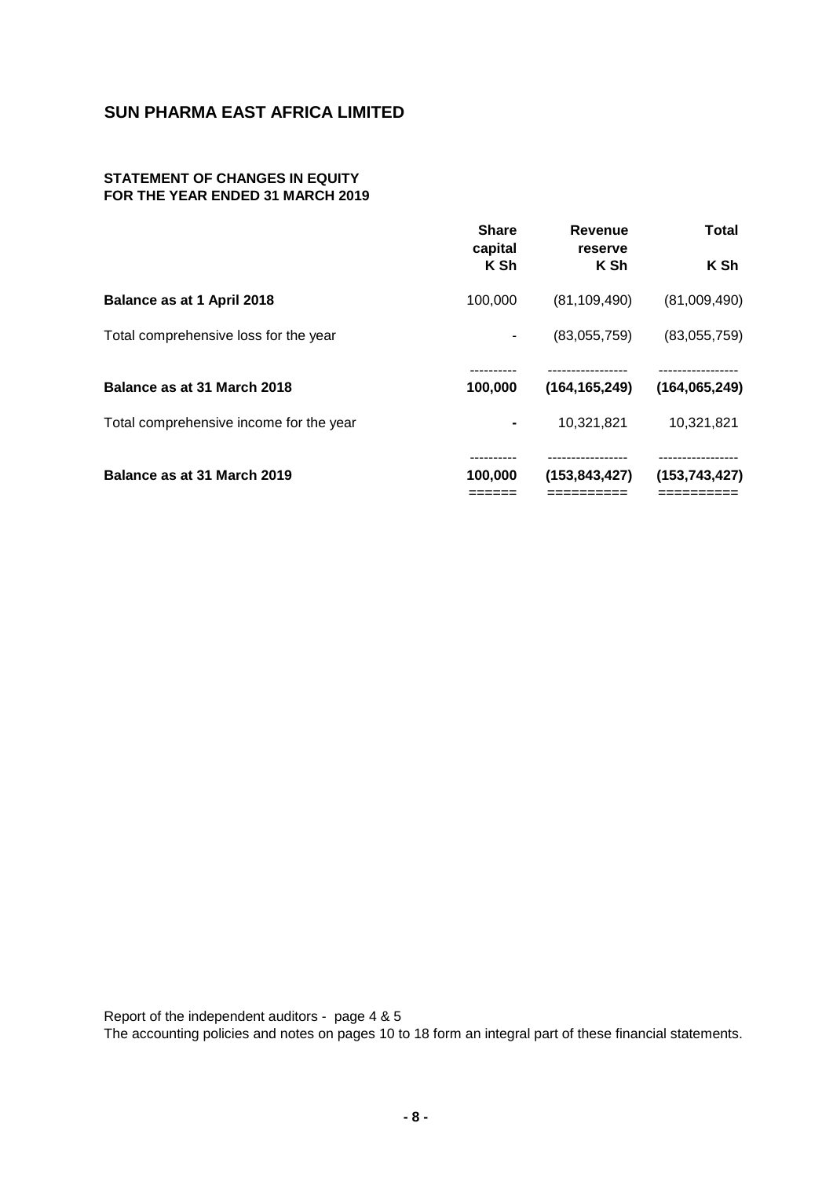## SUN PHARMA EAST AFRICA LIMITED

### STATEMENT OF CHANGES IN EQUITY
### FOR THE YEAR ENDED 31 MARCH 2019

| | Share capital K Sh | Revenue reserve K Sh | Total K Sh |
|---|---|---|---|
| **Balance as at 1 April 2018** | 100,000 | (81,109,490) | (81,009,490) |
| Total comprehensive loss for the year | - | (83,055,759) | (83,055,759) |
| **Balance as at 31 March 2018** | **100,000** | **(164,165,249)** | **(164,065,249)** |
| Total comprehensive income for the year | **-** | 10,321,821 | 10,321,821 |
| **Balance as at 31 March 2019** | **100,000** | **(153,843,427)** | **(153,743,427)** |

Report of the independent auditors - page 4 & 5
The accounting policies and notes on pages 10 to 18 form an integral part of these financial statements.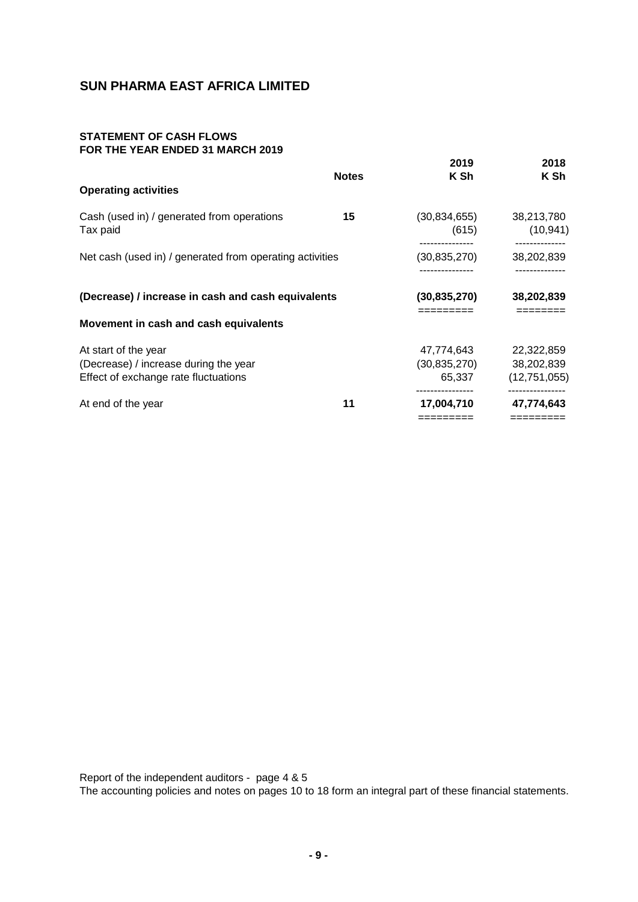# SUN PHARMA EAST AFRICA LIMITED

## STATEMENT OF CASH FLOWS
## FOR THE YEAR ENDED 31 MARCH 2019

| | Notes | 2019<br>K Sh | 2018<br>K Sh |
|---|---|---|---|
| **Operating activities** | | | |
| Cash (used in) / generated from operations | 15 | (30,834,655) | 38,213,780 |
| Tax paid | | (615) | (10,941) |
| Net cash (used in) / generated from operating activities | | (30,835,270) | 38,202,839 |
| **(Decrease) / increase in cash and cash equivalents** | | **(30,835,270)** | **38,202,839** |
| **Movement in cash and cash equivalents** | | | |
| At start of the year | | 47,774,643 | 22,322,859 |
| (Decrease) / increase during the year | | (30,835,270) | 38,202,839 |
| Effect of exchange rate fluctuations | | 65,337 | (12,751,055) |
| At end of the year | 11 | **17,004,710** | **47,774,643** |

Report of the independent auditors - page 4 & 5

The accounting policies and notes on pages 10 to 18 form an integral part of these financial statements.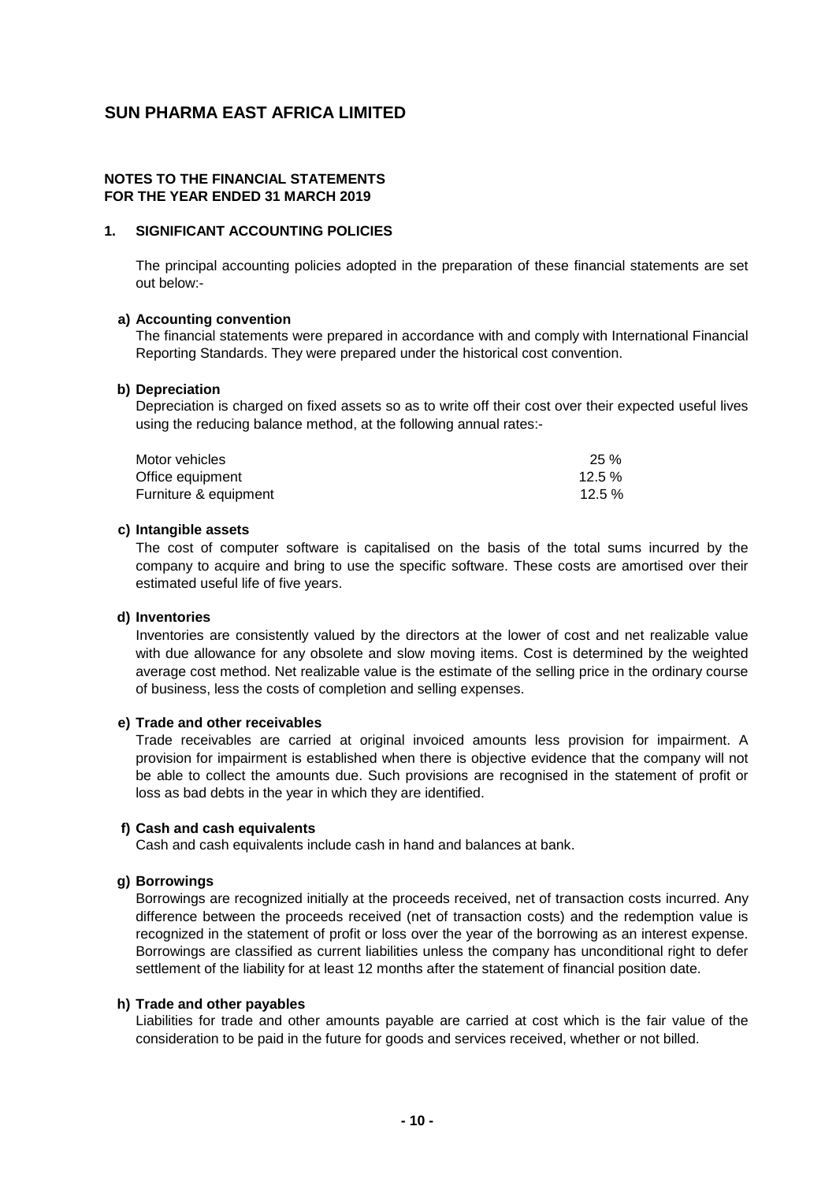# SUN PHARMA EAST AFRICA LIMITED

## NOTES TO THE FINANCIAL STATEMENTS
## FOR THE YEAR ENDED 31 MARCH 2019

### 1. SIGNIFICANT ACCOUNTING POLICIES

The principal accounting policies adopted in the preparation of these financial statements are set out below:-

**a) Accounting convention**

The financial statements were prepared in accordance with and comply with International Financial Reporting Standards. They were prepared under the historical cost convention.

**b) Depreciation**

Depreciation is charged on fixed assets so as to write off their cost over their expected useful lives using the reducing balance method, at the following annual rates:-

| | |
|---|---|
| Motor vehicles | 25 % |
| Office equipment | 12.5 % |
| Furniture & equipment | 12.5 % |

**c) Intangible assets**

The cost of computer software is capitalised on the basis of the total sums incurred by the company to acquire and bring to use the specific software. These costs are amortised over their estimated useful life of five years.

**d) Inventories**

Inventories are consistently valued by the directors at the lower of cost and net realizable value with due allowance for any obsolete and slow moving items. Cost is determined by the weighted average cost method. Net realizable value is the estimate of the selling price in the ordinary course of business, less the costs of completion and selling expenses.

**e) Trade and other receivables**

Trade receivables are carried at original invoiced amounts less provision for impairment. A provision for impairment is established when there is objective evidence that the company will not be able to collect the amounts due. Such provisions are recognised in the statement of profit or loss as bad debts in the year in which they are identified.

**f) Cash and cash equivalents**

Cash and cash equivalents include cash in hand and balances at bank.

**g) Borrowings**

Borrowings are recognized initially at the proceeds received, net of transaction costs incurred. Any difference between the proceeds received (net of transaction costs) and the redemption value is recognized in the statement of profit or loss over the year of the borrowing as an interest expense. Borrowings are classified as current liabilities unless the company has unconditional right to defer settlement of the liability for at least 12 months after the statement of financial position date.

**h) Trade and other payables**

Liabilities for trade and other amounts payable are carried at cost which is the fair value of the consideration to be paid in the future for goods and services received, whether or not billed.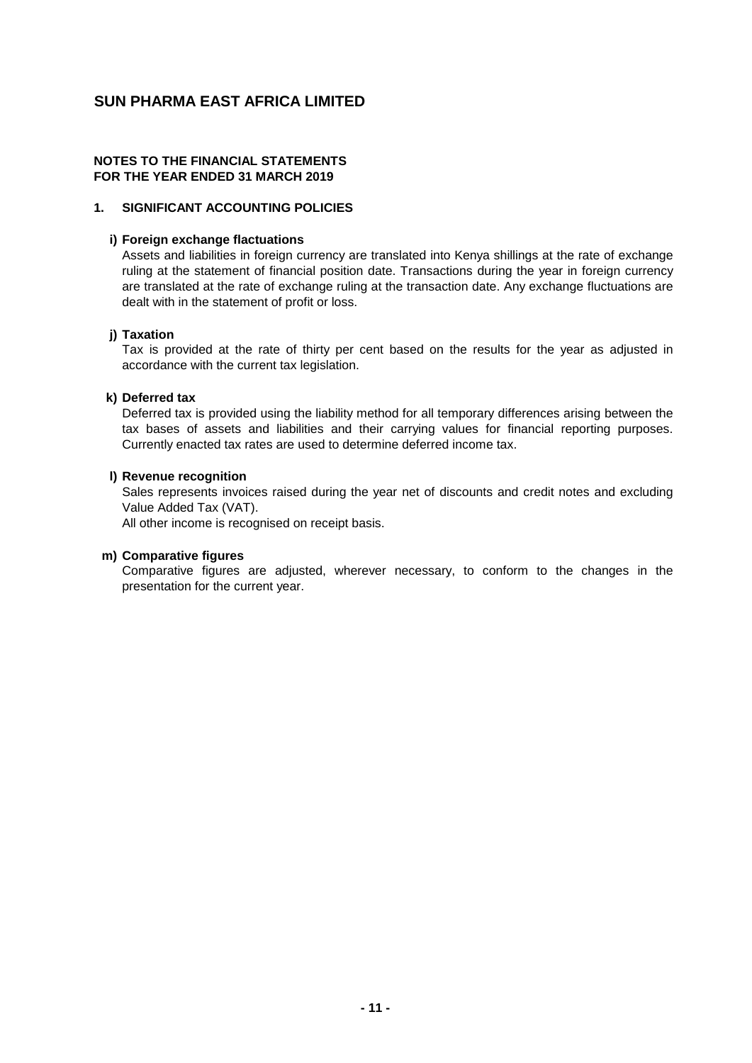# SUN PHARMA EAST AFRICA LIMITED

**NOTES TO THE FINANCIAL STATEMENTS**
**FOR THE YEAR ENDED 31 MARCH 2019**

## 1. SIGNIFICANT ACCOUNTING POLICIES

**i) Foreign exchange flactuations**

Assets and liabilities in foreign currency are translated into Kenya shillings at the rate of exchange ruling at the statement of financial position date. Transactions during the year in foreign currency are translated at the rate of exchange ruling at the transaction date. Any exchange fluctuations are dealt with in the statement of profit or loss.

**j) Taxation**

Tax is provided at the rate of thirty per cent based on the results for the year as adjusted in accordance with the current tax legislation.

**k) Deferred tax**

Deferred tax is provided using the liability method for all temporary differences arising between the tax bases of assets and liabilities and their carrying values for financial reporting purposes. Currently enacted tax rates are used to determine deferred income tax.

**l) Revenue recognition**

Sales represents invoices raised during the year net of discounts and credit notes and excluding Value Added Tax (VAT).

All other income is recognised on receipt basis.

**m) Comparative figures**

Comparative figures are adjusted, wherever necessary, to conform to the changes in the presentation for the current year.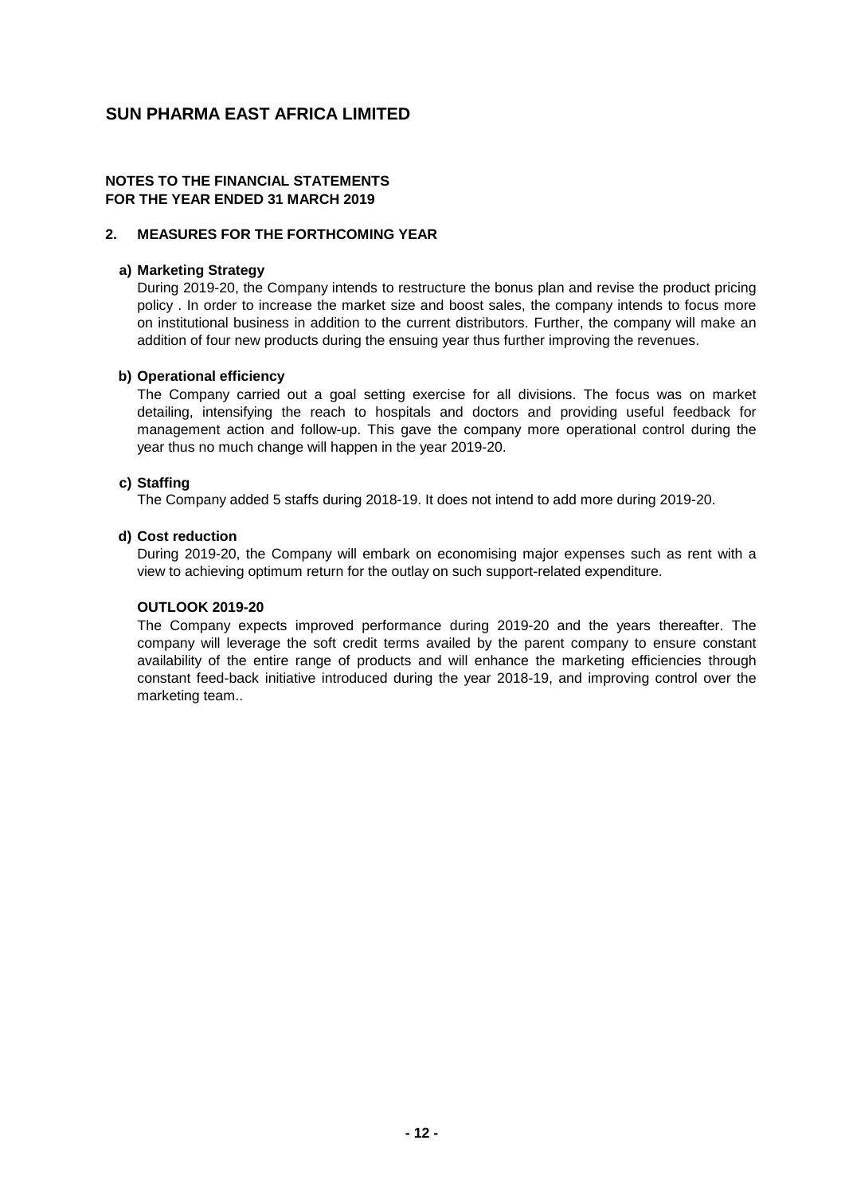# SUN PHARMA EAST AFRICA LIMITED

**NOTES TO THE FINANCIAL STATEMENTS**
**FOR THE YEAR ENDED 31 MARCH 2019**

## 2. MEASURES FOR THE FORTHCOMING YEAR

**a) Marketing Strategy**

During 2019-20, the Company intends to restructure the bonus plan and revise the product pricing policy . In order to increase the market size and boost sales, the company intends to focus more on institutional business in addition to the current distributors. Further, the company will make an addition of four new products during the ensuing year thus further improving the revenues.

**b) Operational efficiency**

The Company carried out a goal setting exercise for all divisions. The focus was on market detailing, intensifying the reach to hospitals and doctors and providing useful feedback for management action and follow-up. This gave the company more operational control during the year thus no much change will happen in the year 2019-20.

**c) Staffing**

The Company added 5 staffs during 2018-19. It does not intend to add more during 2019-20.

**d) Cost reduction**

During 2019-20, the Company will embark on economising major expenses such as rent with a view to achieving optimum return for the outlay on such support-related expenditure.

**OUTLOOK 2019-20**

The Company expects improved performance during 2019-20 and the years thereafter. The company will leverage the soft credit terms availed by the parent company to ensure constant availability of the entire range of products and will enhance the marketing efficiencies through constant feed-back initiative introduced during the year 2018-19, and improving control over the marketing team..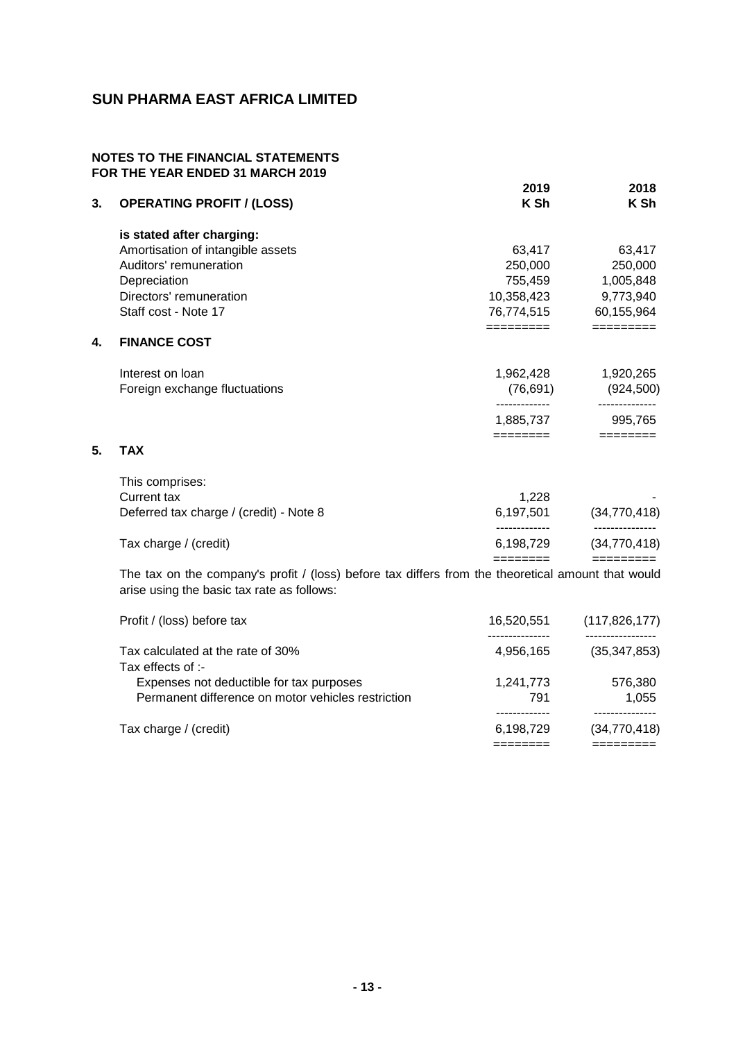# SUN PHARMA EAST AFRICA LIMITED

## NOTES TO THE FINANCIAL STATEMENTS
## FOR THE YEAR ENDED 31 MARCH 2019

| | 2019 | 2018 |
|---|---|---|
| **3. OPERATING PROFIT / (LOSS)** | **K Sh** | **K Sh** |
| **is stated after charging:** | | |
| Amortisation of intangible assets | 63,417 | 63,417 |
| Auditors' remuneration | 250,000 | 250,000 |
| Depreciation | 755,459 | 1,005,848 |
| Directors' remuneration | 10,358,423 | 9,773,940 |
| Staff cost - Note 17 | 76,774,515 | 60,155,964 |

**4. FINANCE COST**

| | 2019 K Sh | 2018 K Sh |
|---|---|---|
| Interest on loan | 1,962,428 | 1,920,265 |
| Foreign exchange fluctuations | (76,691) | (924,500) |
| | 1,885,737 | 995,765 |

**5. TAX**

| | 2019 K Sh | 2018 K Sh |
|---|---|---|
| This comprises: | | |
| Current tax | 1,228 | - |
| Deferred tax charge / (credit) - Note 8 | 6,197,501 | (34,770,418) |
| Tax charge / (credit) | 6,198,729 | (34,770,418) |

The tax on the company's profit / (loss) before tax differs from the theoretical amount that would arise using the basic tax rate as follows:

| | 2019 K Sh | 2018 K Sh |
|---|---|---|
| Profit / (loss) before tax | 16,520,551 | (117,826,177) |
| Tax calculated at the rate of 30% | 4,956,165 | (35,347,853) |
| Tax effects of :- | | |
| Expenses not deductible for tax purposes | 1,241,773 | 576,380 |
| Permanent difference on motor vehicles restriction | 791 | 1,055 |
| Tax charge / (credit) | 6,198,729 | (34,770,418) |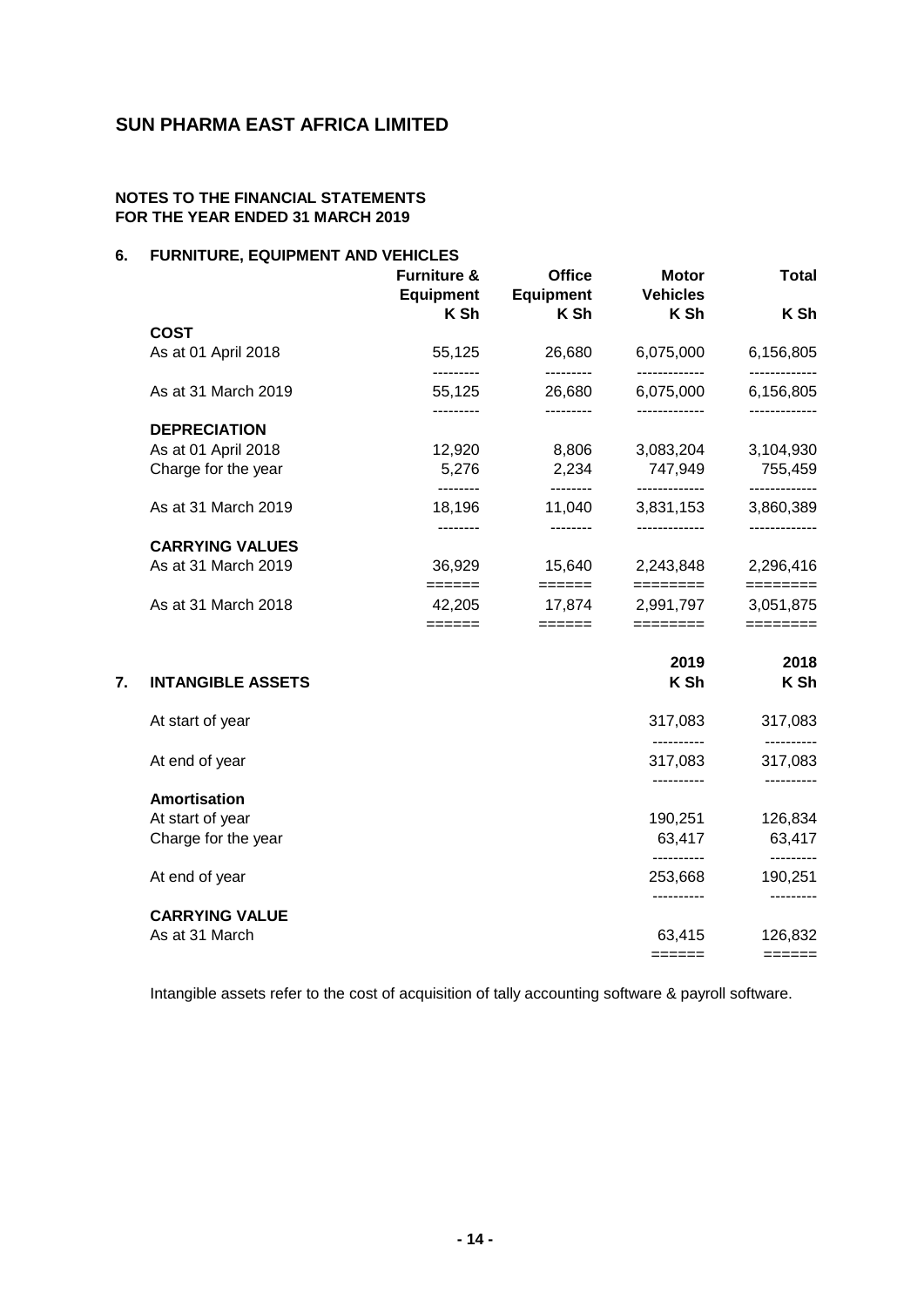## SUN PHARMA EAST AFRICA LIMITED

### NOTES TO THE FINANCIAL STATEMENTS
### FOR THE YEAR ENDED 31 MARCH 2019

### 6. FURNITURE, EQUIPMENT AND VEHICLES

| | Furniture & Equipment | Office Equipment | Motor Vehicles | Total |
|---|---|---|---|---|
| | K Sh | K Sh | K Sh | K Sh |
| **COST** | | | | |
| As at 01 April 2018 | 55,125 | 26,680 | 6,075,000 | 6,156,805 |
| As at 31 March 2019 | 55,125 | 26,680 | 6,075,000 | 6,156,805 |
| **DEPRECIATION** | | | | |
| As at 01 April 2018 | 12,920 | 8,806 | 3,083,204 | 3,104,930 |
| Charge for the year | 5,276 | 2,234 | 747,949 | 755,459 |
| As at 31 March 2019 | 18,196 | 11,040 | 3,831,153 | 3,860,389 |
| **CARRYING VALUES** | | | | |
| As at 31 March 2019 | 36,929 | 15,640 | 2,243,848 | 2,296,416 |
| As at 31 March 2018 | 42,205 | 17,874 | 2,991,797 | 3,051,875 |

### 7. INTANGIBLE ASSETS

| | 2019 | 2018 |
|---|---|---|
| | K Sh | K Sh |
| At start of year | 317,083 | 317,083 |
| At end of year | 317,083 | 317,083 |
| **Amortisation** | | |
| At start of year | 190,251 | 126,834 |
| Charge for the year | 63,417 | 63,417 |
| At end of year | 253,668 | 190,251 |
| **CARRYING VALUE** | | |
| As at 31 March | 63,415 | 126,832 |

Intangible assets refer to the cost of acquisition of tally accounting software & payroll software.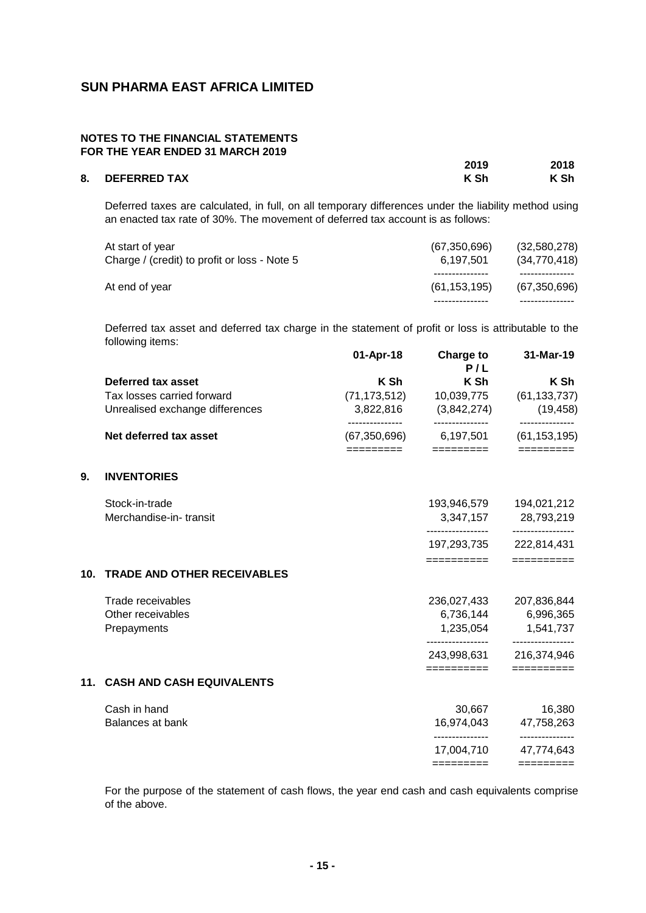# SUN PHARMA EAST AFRICA LIMITED

**NOTES TO THE FINANCIAL STATEMENTS**
**FOR THE YEAR ENDED 31 MARCH 2019**

## 8. DEFERRED TAX

| | 2019 K Sh | 2018 K Sh |
|---|---|---|

Deferred taxes are calculated, in full, on all temporary differences under the liability method using an enacted tax rate of 30%. The movement of deferred tax account is as follows:

| | 2019 K Sh | 2018 K Sh |
|---|---|---|
| At start of year | (67,350,696) | (32,580,278) |
| Charge / (credit) to profit or loss - Note 5 | 6,197,501 | (34,770,418) |
| At end of year | (61,153,195) | (67,350,696) |

Deferred tax asset and deferred tax charge in the statement of profit or loss is attributable to the following items:

| | 01-Apr-18 | Charge to P / L | 31-Mar-19 |
|---|---|---|---|
| **Deferred tax asset** | **K Sh** | **K Sh** | **K Sh** |
| Tax losses carried forward | (71,173,512) | 10,039,775 | (61,133,737) |
| Unrealised exchange differences | 3,822,816 | (3,842,274) | (19,458) |
| **Net deferred tax asset** | (67,350,696) | 6,197,501 | (61,153,195) |

## 9. INVENTORIES

| | 2019 K Sh | 2018 K Sh |
|---|---|---|
| Stock-in-trade | 193,946,579 | 194,021,212 |
| Merchandise-in- transit | 3,347,157 | 28,793,219 |
| | 197,293,735 | 222,814,431 |

## 10. TRADE AND OTHER RECEIVABLES

| | 2019 K Sh | 2018 K Sh |
|---|---|---|
| Trade receivables | 236,027,433 | 207,836,844 |
| Other receivables | 6,736,144 | 6,996,365 |
| Prepayments | 1,235,054 | 1,541,737 |
| | 243,998,631 | 216,374,946 |

## 11. CASH AND CASH EQUIVALENTS

| | 2019 K Sh | 2018 K Sh |
|---|---|---|
| Cash in hand | 30,667 | 16,380 |
| Balances at bank | 16,974,043 | 47,758,263 |
| | 17,004,710 | 47,774,643 |

For the purpose of the statement of cash flows, the year end cash and cash equivalents comprise of the above.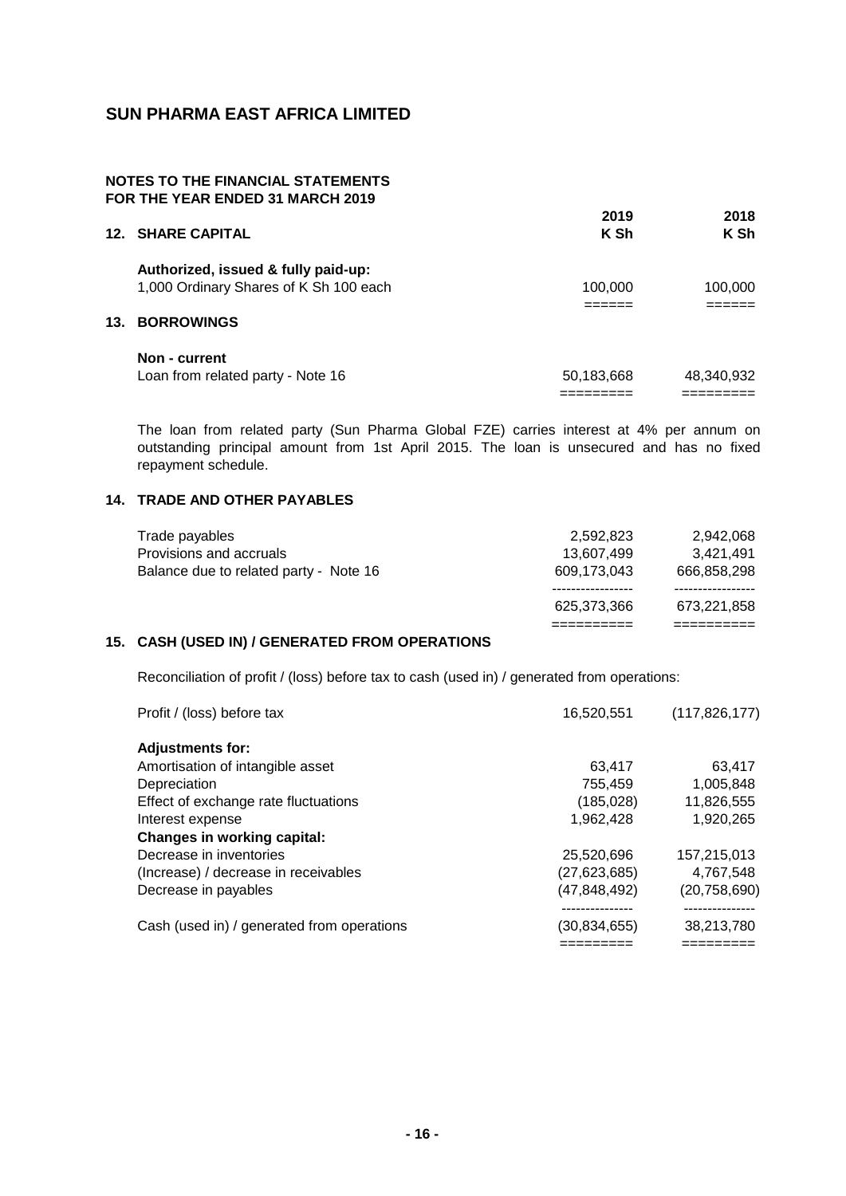# SUN PHARMA EAST AFRICA LIMITED

## NOTES TO THE FINANCIAL STATEMENTS
## FOR THE YEAR ENDED 31 MARCH 2019

### 12. SHARE CAPITAL

| | 2019 K Sh | 2018 K Sh |
|---|---|---|
| **Authorized, issued & fully paid-up:** | | |
| 1,000 Ordinary Shares of K Sh 100 each | 100,000 | 100,000 |

### 13. BORROWINGS

| | 2019 K Sh | 2018 K Sh |
|---|---|---|
| **Non - current** | | |
| Loan from related party - Note 16 | 50,183,668 | 48,340,932 |

The loan from related party (Sun Pharma Global FZE) carries interest at 4% per annum on outstanding principal amount from 1st April 2015. The loan is unsecured and has no fixed repayment schedule.

### 14. TRADE AND OTHER PAYABLES

| | 2019 K Sh | 2018 K Sh |
|---|---|---|
| Trade payables | 2,592,823 | 2,942,068 |
| Provisions and accruals | 13,607,499 | 3,421,491 |
| Balance due to related party - Note 16 | 609,173,043 | 666,858,298 |
| | 625,373,366 | 673,221,858 |

### 15. CASH (USED IN) / GENERATED FROM OPERATIONS

Reconciliation of profit / (loss) before tax to cash (used in) / generated from operations:

| | 2019 K Sh | 2018 K Sh |
|---|---|---|
| Profit / (loss) before tax | 16,520,551 | (117,826,177) |
| **Adjustments for:** | | |
| Amortisation of intangible asset | 63,417 | 63,417 |
| Depreciation | 755,459 | 1,005,848 |
| Effect of exchange rate fluctuations | (185,028) | 11,826,555 |
| Interest expense | 1,962,428 | 1,920,265 |
| **Changes in working capital:** | | |
| Decrease in inventories | 25,520,696 | 157,215,013 |
| (Increase) / decrease in receivables | (27,623,685) | 4,767,548 |
| Decrease in payables | (47,848,492) | (20,758,690) |
| Cash (used in) / generated from operations | (30,834,655) | 38,213,780 |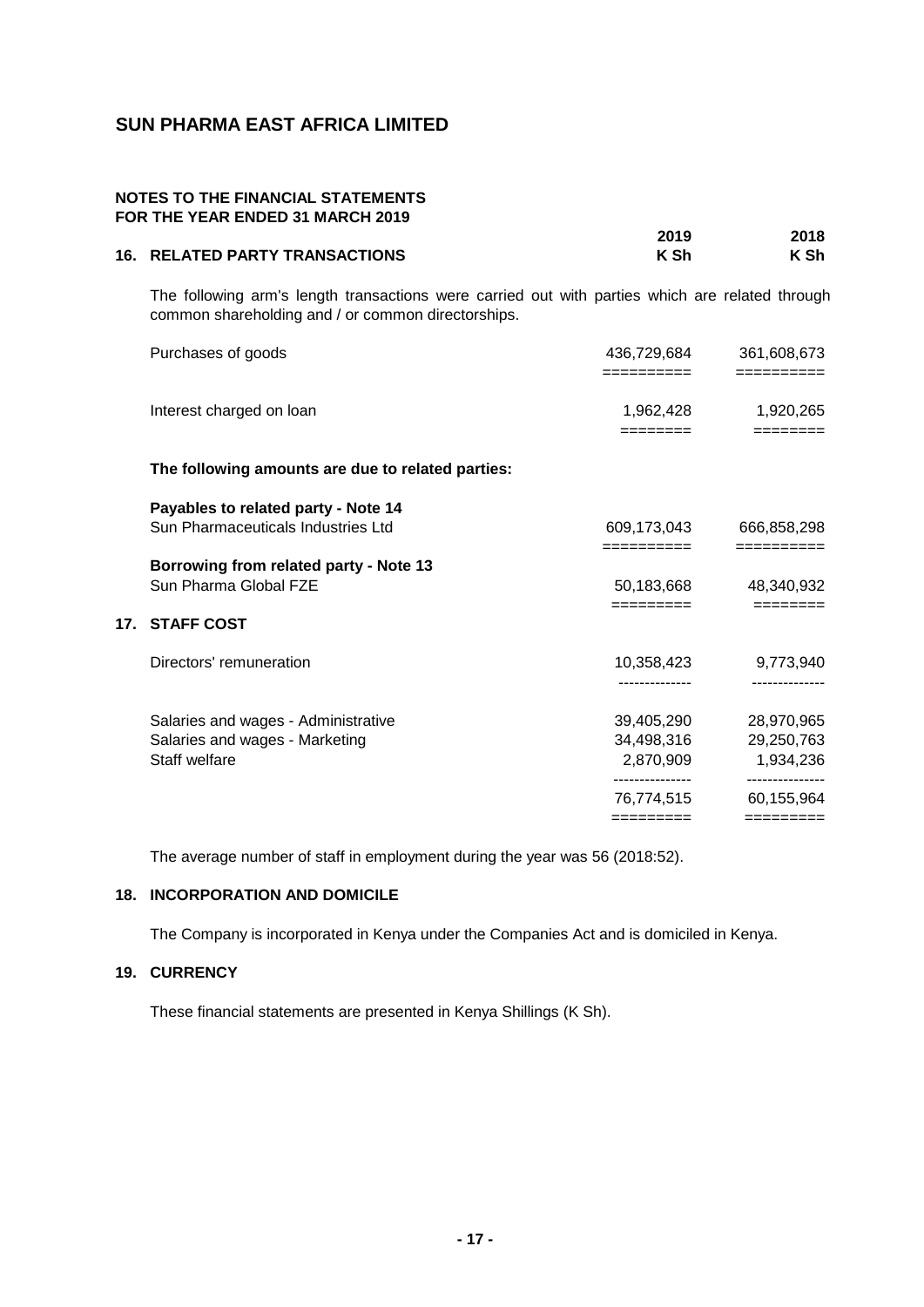# SUN PHARMA EAST AFRICA LIMITED

## NOTES TO THE FINANCIAL STATEMENTS FOR THE YEAR ENDED 31 MARCH 2019

### 16. RELATED PARTY TRANSACTIONS

The following arm's length transactions were carried out with parties which are related through common shareholding and / or common directorships.

| | 2019 K Sh | 2018 K Sh |
|---|---|---|
| Purchases of goods | 436,729,684 | 361,608,673 |
| Interest charged on loan | 1,962,428 | 1,920,265 |
| **The following amounts are due to related parties:** | | |
| **Payables to related party - Note 14** | | |
| Sun Pharmaceuticals Industries Ltd | 609,173,043 | 666,858,298 |
| **Borrowing from related party - Note 13** | | |
| Sun Pharma Global FZE | 50,183,668 | 48,340,932 |

### 17. STAFF COST

| | 2019 K Sh | 2018 K Sh |
|---|---|---|
| Directors' remuneration | 10,358,423 | 9,773,940 |
| Salaries and wages - Administrative | 39,405,290 | 28,970,965 |
| Salaries and wages - Marketing | 34,498,316 | 29,250,763 |
| Staff welfare | 2,870,909 | 1,934,236 |
| | 76,774,515 | 60,155,964 |

The average number of staff in employment during the year was 56 (2018:52).

### 18. INCORPORATION AND DOMICILE

The Company is incorporated in Kenya under the Companies Act and is domiciled in Kenya.

### 19. CURRENCY

These financial statements are presented in Kenya Shillings (K Sh).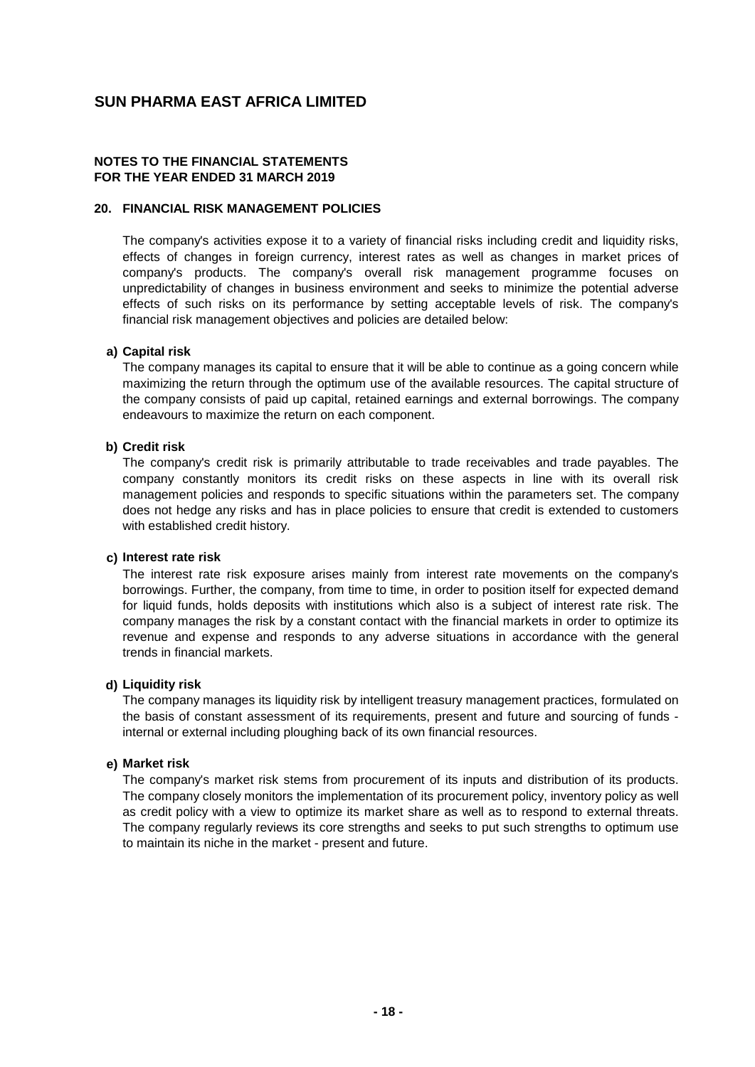# SUN PHARMA EAST AFRICA LIMITED

**NOTES TO THE FINANCIAL STATEMENTS**
**FOR THE YEAR ENDED 31 MARCH 2019**

## 20. FINANCIAL RISK MANAGEMENT POLICIES

The company's activities expose it to a variety of financial risks including credit and liquidity risks, effects of changes in foreign currency, interest rates as well as changes in market prices of company's products. The company's overall risk management programme focuses on unpredictability of changes in business environment and seeks to minimize the potential adverse effects of such risks on its performance by setting acceptable levels of risk. The company's financial risk management objectives and policies are detailed below:

**a) Capital risk**

The company manages its capital to ensure that it will be able to continue as a going concern while maximizing the return through the optimum use of the available resources. The capital structure of the company consists of paid up capital, retained earnings and external borrowings. The company endeavours to maximize the return on each component.

**b) Credit risk**

The company's credit risk is primarily attributable to trade receivables and trade payables. The company constantly monitors its credit risks on these aspects in line with its overall risk management policies and responds to specific situations within the parameters set. The company does not hedge any risks and has in place policies to ensure that credit is extended to customers with established credit history.

**c) Interest rate risk**

The interest rate risk exposure arises mainly from interest rate movements on the company's borrowings. Further, the company, from time to time, in order to position itself for expected demand for liquid funds, holds deposits with institutions which also is a subject of interest rate risk. The company manages the risk by a constant contact with the financial markets in order to optimize its revenue and expense and responds to any adverse situations in accordance with the general trends in financial markets.

**d) Liquidity risk**

The company manages its liquidity risk by intelligent treasury management practices, formulated on the basis of constant assessment of its requirements, present and future and sourcing of funds - internal or external including ploughing back of its own financial resources.

**e) Market risk**

The company's market risk stems from procurement of its inputs and distribution of its products. The company closely monitors the implementation of its procurement policy, inventory policy as well as credit policy with a view to optimize its market share as well as to respond to external threats. The company regularly reviews its core strengths and seeks to put such strengths to optimum use to maintain its niche in the market - present and future.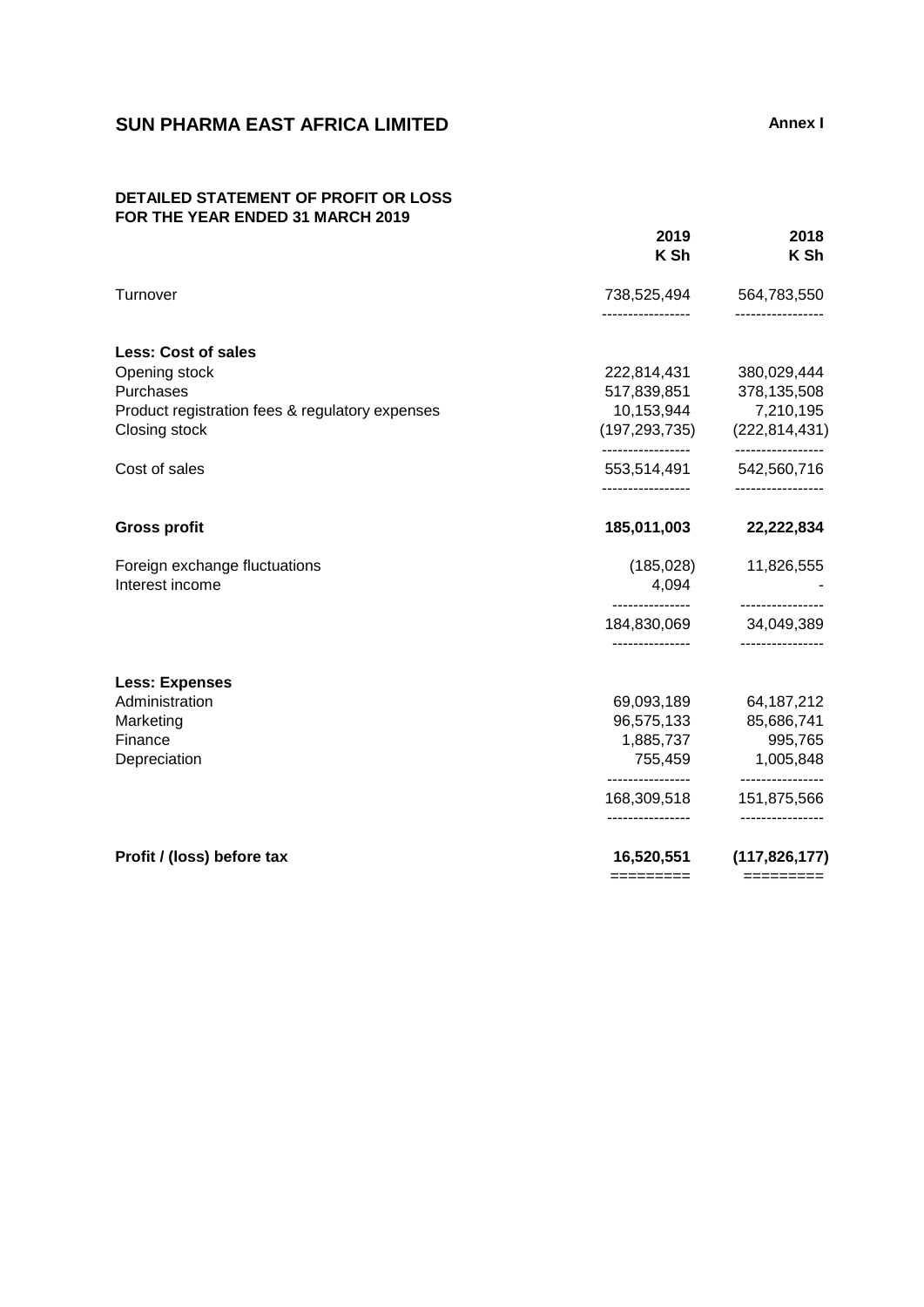# SUN PHARMA EAST AFRICA LIMITED

**Annex I**

## DETAILED STATEMENT OF PROFIT OR LOSS FOR THE YEAR ENDED 31 MARCH 2019

| | 2019<br>K Sh | 2018<br>K Sh |
|---|---|---|
| Turnover | 738,525,494 | 564,783,550 |
| **Less: Cost of sales** | | |
| Opening stock | 222,814,431 | 380,029,444 |
| Purchases | 517,839,851 | 378,135,508 |
| Product registration fees & regulatory expenses | 10,153,944 | 7,210,195 |
| Closing stock | (197,293,735) | (222,814,431) |
| Cost of sales | 553,514,491 | 542,560,716 |
| **Gross profit** | **185,011,003** | **22,222,834** |
| Foreign exchange fluctuations | (185,028) | 11,826,555 |
| Interest income | 4,094 | - |
| | 184,830,069 | 34,049,389 |
| **Less: Expenses** | | |
| Administration | 69,093,189 | 64,187,212 |
| Marketing | 96,575,133 | 85,686,741 |
| Finance | 1,885,737 | 995,765 |
| Depreciation | 755,459 | 1,005,848 |
| | 168,309,518 | 151,875,566 |
| **Profit / (loss) before tax** | **16,520,551** | **(117,826,177)** |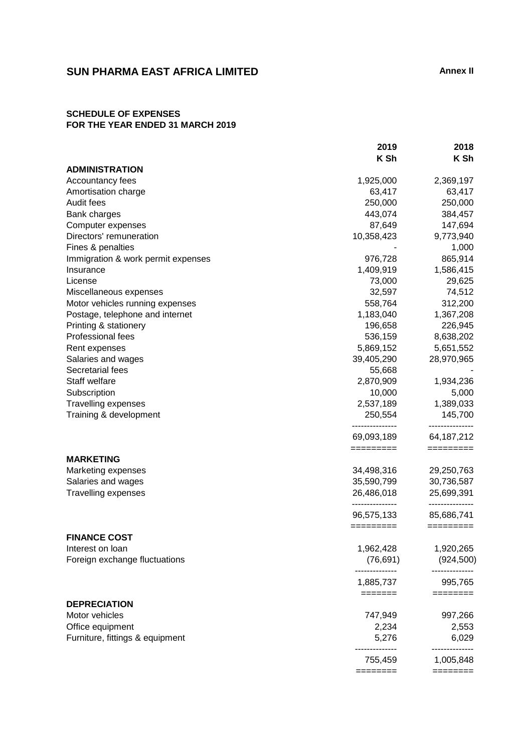# SUN PHARMA EAST AFRICA LIMITED

**Annex II**

**SCHEDULE OF EXPENSES**
**FOR THE YEAR ENDED 31 MARCH 2019**

| | 2019 | 2018 |
|---|---|---|
| | K Sh | K Sh |
| **ADMINISTRATION** | | |
| Accountancy fees | 1,925,000 | 2,369,197 |
| Amortisation charge | 63,417 | 63,417 |
| Audit fees | 250,000 | 250,000 |
| Bank charges | 443,074 | 384,457 |
| Computer expenses | 87,649 | 147,694 |
| Directors' remuneration | 10,358,423 | 9,773,940 |
| Fines & penalties | - | 1,000 |
| Immigration & work permit expenses | 976,728 | 865,914 |
| Insurance | 1,409,919 | 1,586,415 |
| License | 73,000 | 29,625 |
| Miscellaneous expenses | 32,597 | 74,512 |
| Motor vehicles running expenses | 558,764 | 312,200 |
| Postage, telephone and internet | 1,183,040 | 1,367,208 |
| Printing & stationery | 196,658 | 226,945 |
| Professional fees | 536,159 | 8,638,202 |
| Rent expenses | 5,869,152 | 5,651,552 |
| Salaries and wages | 39,405,290 | 28,970,965 |
| Secretarial fees | 55,668 | - |
| Staff welfare | 2,870,909 | 1,934,236 |
| Subscription | 10,000 | 5,000 |
| Travelling expenses | 2,537,189 | 1,389,033 |
| Training & development | 250,554 | 145,700 |
| | 69,093,189 | 64,187,212 |
| **MARKETING** | | |
| Marketing expenses | 34,498,316 | 29,250,763 |
| Salaries and wages | 35,590,799 | 30,736,587 |
| Travelling expenses | 26,486,018 | 25,699,391 |
| | 96,575,133 | 85,686,741 |
| **FINANCE COST** | | |
| Interest on loan | 1,962,428 | 1,920,265 |
| Foreign exchange fluctuations | (76,691) | (924,500) |
| | 1,885,737 | 995,765 |
| **DEPRECIATION** | | |
| Motor vehicles | 747,949 | 997,266 |
| Office equipment | 2,234 | 2,553 |
| Furniture, fittings & equipment | 5,276 | 6,029 |
| | 755,459 | 1,005,848 |